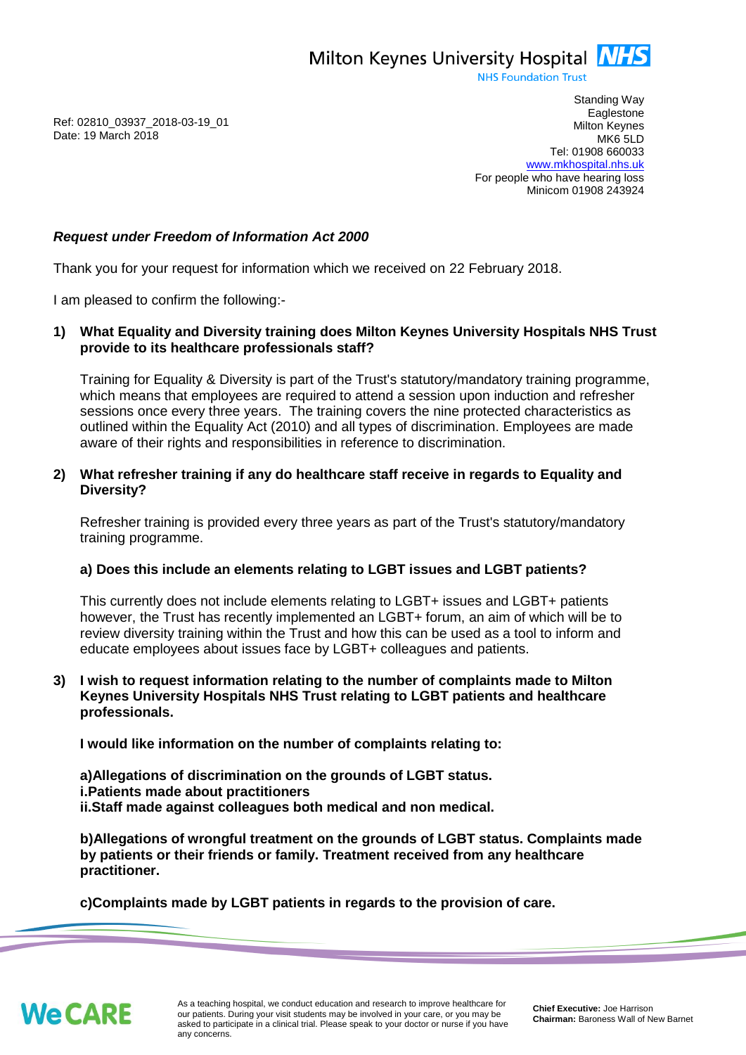Milton Keynes University Hospital NHS
NHS Foundation Trust

Ref: 02810_03937_2018-03-19_01
Date: 19 March 2018

Standing Way
Eaglestone
Milton Keynes
MK6 5LD
Tel: 01908 660033
www.mkhospital.nhs.uk
For people who have hearing loss
Minicom 01908 243924

***Request under Freedom of Information Act 2000***

Thank you for your request for information which we received on 22 February 2018.

I am pleased to confirm the following:-

**1) What Equality and Diversity training does Milton Keynes University Hospitals NHS Trust provide to its healthcare professionals staff?**

Training for Equality & Diversity is part of the Trust's statutory/mandatory training programme, which means that employees are required to attend a session upon induction and refresher sessions once every three years. The training covers the nine protected characteristics as outlined within the Equality Act (2010) and all types of discrimination. Employees are made aware of their rights and responsibilities in reference to discrimination.

**2) What refresher training if any do healthcare staff receive in regards to Equality and Diversity?**

Refresher training is provided every three years as part of the Trust's statutory/mandatory training programme.

**a) Does this include an elements relating to LGBT issues and LGBT patients?**

This currently does not include elements relating to LGBT+ issues and LGBT+ patients however, the Trust has recently implemented an LGBT+ forum, an aim of which will be to review diversity training within the Trust and how this can be used as a tool to inform and educate employees about issues face by LGBT+ colleagues and patients.

**3) I wish to request information relating to the number of complaints made to Milton Keynes University Hospitals NHS Trust relating to LGBT patients and healthcare professionals.**

**I would like information on the number of complaints relating to:**

**a)Allegations of discrimination on the grounds of LGBT status.**
**i.Patients made about practitioners**
**ii.Staff made against colleagues both medical and non medical.**

**b)Allegations of wrongful treatment on the grounds of LGBT status. Complaints made by patients or their friends or family. Treatment received from any healthcare practitioner.**

**c)Complaints made by LGBT patients in regards to the provision of care.**

We CARE

As a teaching hospital, we conduct education and research to improve healthcare for our patients. During your visit students may be involved in your care, or you may be asked to participate in a clinical trial. Please speak to your doctor or nurse if you have any concerns.

**Chief Executive:** Joe Harrison
**Chairman:** Baroness Wall of New Barnet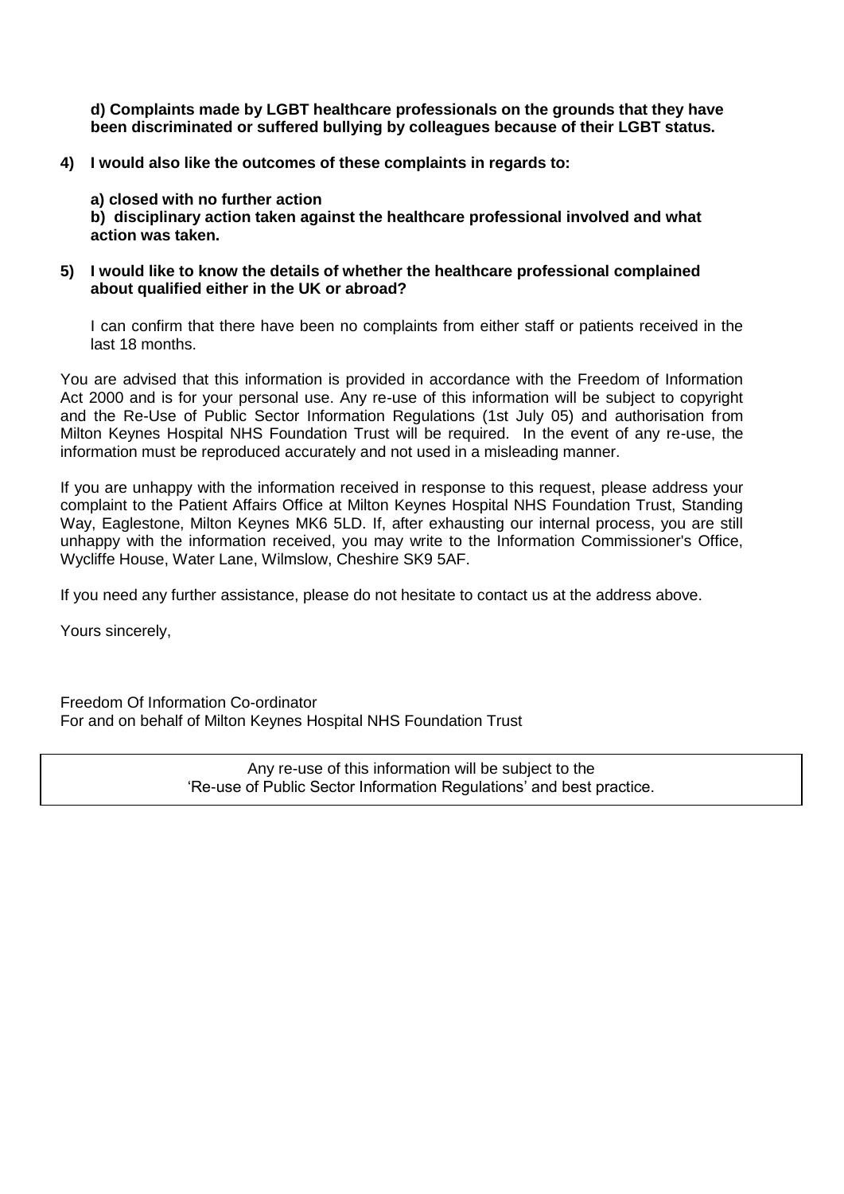**d) Complaints made by LGBT healthcare professionals on the grounds that they have been discriminated or suffered bullying by colleagues because of their LGBT status.**

4) **I would also like the outcomes of these complaints in regards to:**

   **a) closed with no further action**
   **b) disciplinary action taken against the healthcare professional involved and what action was taken.**

5) **I would like to know the details of whether the healthcare professional complained about qualified either in the UK or abroad?**

   I can confirm that there have been no complaints from either staff or patients received in the last 18 months.

You are advised that this information is provided in accordance with the Freedom of Information Act 2000 and is for your personal use. Any re-use of this information will be subject to copyright and the Re-Use of Public Sector Information Regulations (1st July 05) and authorisation from Milton Keynes Hospital NHS Foundation Trust will be required. In the event of any re-use, the information must be reproduced accurately and not used in a misleading manner.

If you are unhappy with the information received in response to this request, please address your complaint to the Patient Affairs Office at Milton Keynes Hospital NHS Foundation Trust, Standing Way, Eaglestone, Milton Keynes MK6 5LD. If, after exhausting our internal process, you are still unhappy with the information received, you may write to the Information Commissioner's Office, Wycliffe House, Water Lane, Wilmslow, Cheshire SK9 5AF.

If you need any further assistance, please do not hesitate to contact us at the address above.

Yours sincerely,

Freedom Of Information Co-ordinator
For and on behalf of Milton Keynes Hospital NHS Foundation Trust

Any re-use of this information will be subject to the
'Re-use of Public Sector Information Regulations' and best practice.